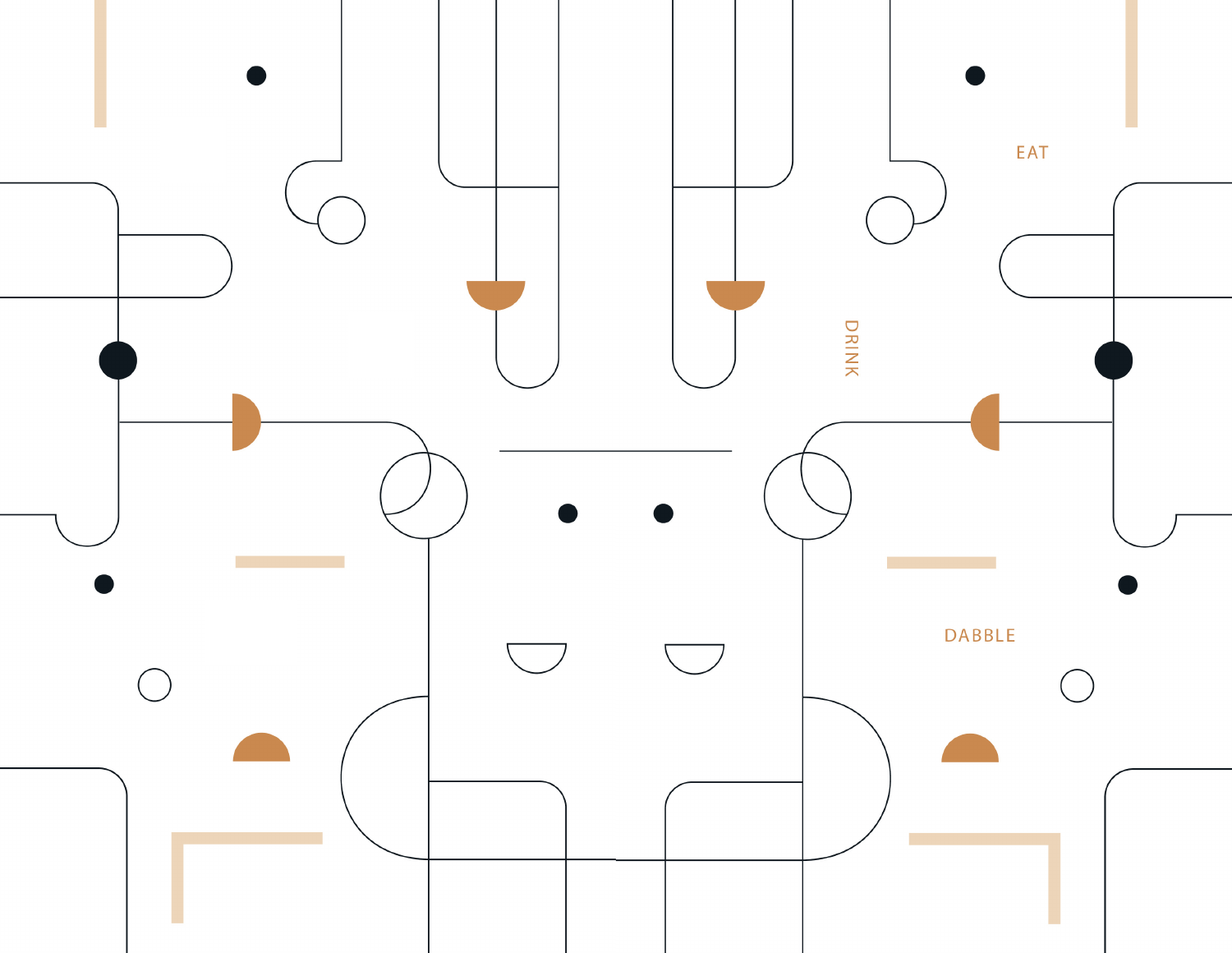EAT

DRINK

DABBLE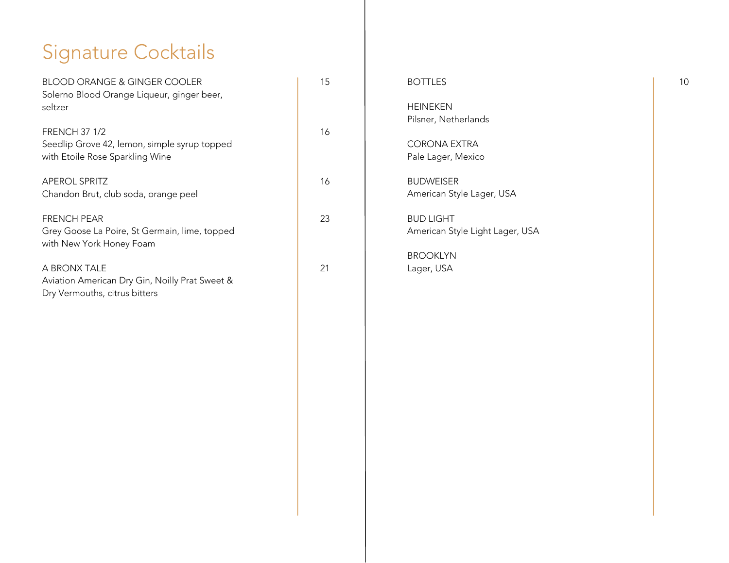# Signature Cocktails

BLOOD ORANGE & GINGER COOLER — 15
Solerno Blood Orange Liqueur, ginger beer, seltzer

FRENCH 37 1/2 — 16
Seedlip Grove 42, lemon, simple syrup topped with Etoile Rose Sparkling Wine

APEROL SPRITZ — 16
Chandon Brut, club soda, orange peel

FRENCH PEAR — 23
Grey Goose La Poire, St Germain, lime, topped with New York Honey Foam

A BRONX TALE — 21
Aviation American Dry Gin, Noilly Prat Sweet & Dry Vermouths, citrus bitters

BOTTLES — 10

HEINEKEN
Pilsner, Netherlands

CORONA EXTRA
Pale Lager, Mexico

BUDWEISER
American Style Lager, USA

BUD LIGHT
American Style Light Lager, USA

BROOKLYN
Lager, USA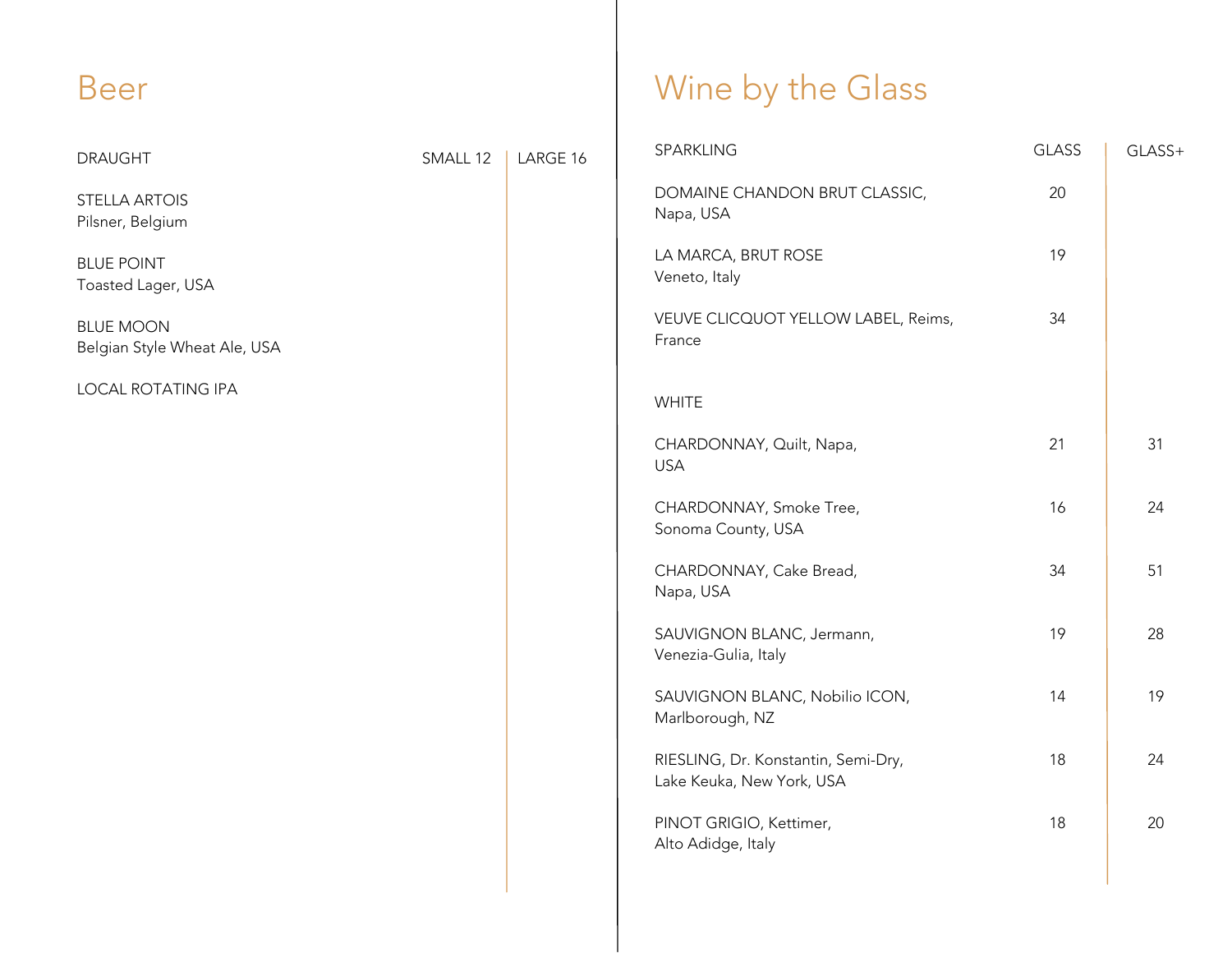# Beer

| DRAUGHT | SMALL 12 | LARGE 16 |
|---|---|---|
| STELLA ARTOIS<br>Pilsner, Belgium | | |
| BLUE POINT<br>Toasted Lager, USA | | |
| BLUE MOON<br>Belgian Style Wheat Ale, USA | | |
| LOCAL ROTATING IPA | | |

# Wine by the Glass

| SPARKLING | GLASS | GLASS+ |
|---|---|---|
| DOMAINE CHANDON BRUT CLASSIC,<br>Napa, USA | 20 | |
| LA MARCA, BRUT ROSE<br>Veneto, Italy | 19 | |
| VEUVE CLICQUOT YELLOW LABEL, Reims,<br>France | 34 | |

| WHITE | GLASS | GLASS+ |
|---|---|---|
| CHARDONNAY, Quilt, Napa,<br>USA | 21 | 31 |
| CHARDONNAY, Smoke Tree,<br>Sonoma County, USA | 16 | 24 |
| CHARDONNAY, Cake Bread,<br>Napa, USA | 34 | 51 |
| SAUVIGNON BLANC, Jermann,<br>Venezia-Gulia, Italy | 19 | 28 |
| SAUVIGNON BLANC, Nobilio ICON,<br>Marlborough, NZ | 14 | 19 |
| RIESLING, Dr. Konstantin, Semi-Dry,<br>Lake Keuka, New York, USA | 18 | 24 |
| PINOT GRIGIO, Kettimer,<br>Alto Adidge, Italy | 18 | 20 |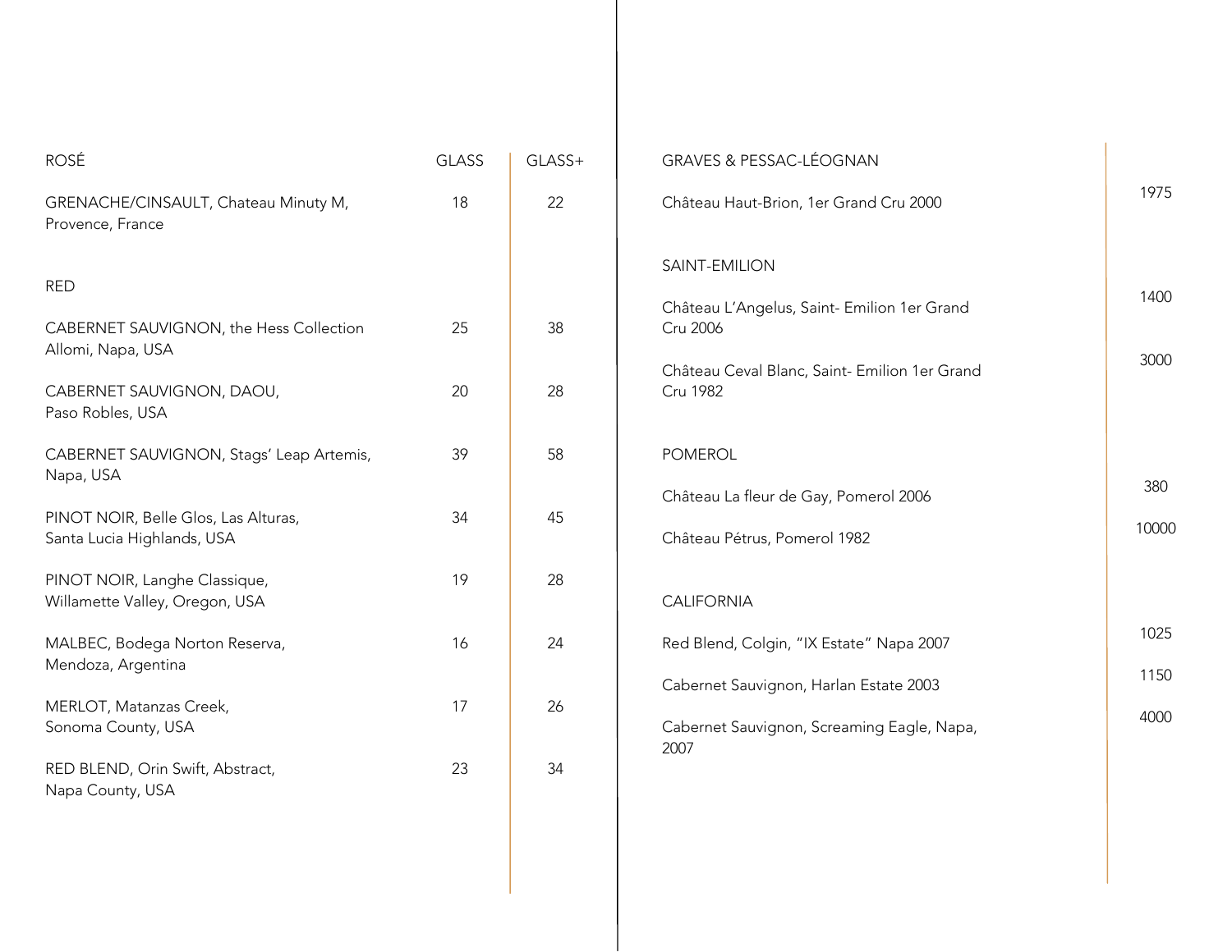| ROSÉ | GLASS | GLASS+ |
| --- | --- | --- |
| GRENACHE/CINSAULT, Chateau Minuty M, Provence, France | 18 | 22 |

| RED | GLASS | GLASS+ |
| --- | --- | --- |
| CABERNET SAUVIGNON, the Hess Collection Allomi, Napa, USA | 25 | 38 |
| CABERNET SAUVIGNON, DAOU, Paso Robles, USA | 20 | 28 |
| CABERNET SAUVIGNON, Stags' Leap Artemis, Napa, USA | 39 | 58 |
| PINOT NOIR, Belle Glos, Las Alturas, Santa Lucia Highlands, USA | 34 | 45 |
| PINOT NOIR, Langhe Classique, Willamette Valley, Oregon, USA | 19 | 28 |
| MALBEC, Bodega Norton Reserva, Mendoza, Argentina | 16 | 24 |
| MERLOT, Matanzas Creek, Sonoma County, USA | 17 | 26 |
| RED BLEND, Orin Swift, Abstract, Napa County, USA | 23 | 34 |

| GRAVES & PESSAC-LÉOGNAN | |
| --- | --- |
| Château Haut-Brion, 1er Grand Cru 2000 | 1975 |

| SAINT-EMILION | |
| --- | --- |
| Château L'Angelus, Saint- Emilion 1er Grand Cru 2006 | 1400 |
| Château Ceval Blanc, Saint- Emilion 1er Grand Cru 1982 | 3000 |

| POMEROL | |
| --- | --- |
| Château La fleur de Gay, Pomerol 2006 | 380 |
| Château Pétrus, Pomerol 1982 | 10000 |

| CALIFORNIA | |
| --- | --- |
| Red Blend, Colgin, "IX Estate" Napa 2007 | 1025 |
| Cabernet Sauvignon, Harlan Estate 2003 | 1150 |
| Cabernet Sauvignon, Screaming Eagle, Napa, 2007 | 4000 |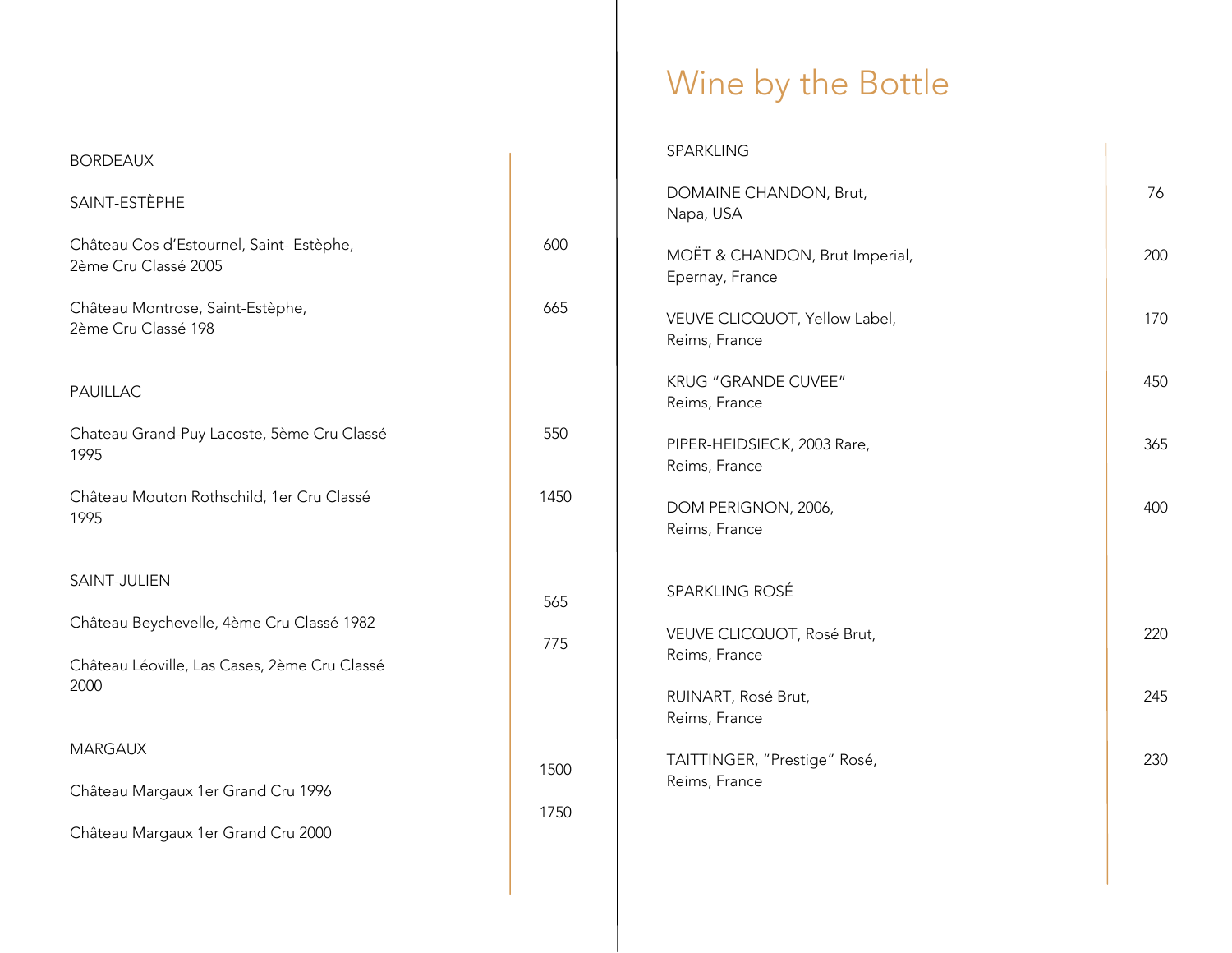## BORDEAUX

### SAINT-ESTÈPHE

| Wine | Price |
| --- | --- |
| Château Cos d'Estournel, Saint- Estèphe, 2ème Cru Classé 2005 | 600 |
| Château Montrose, Saint-Estèphe, 2ème Cru Classé 198 | 665 |

### PAUILLAC

| Wine | Price |
| --- | --- |
| Chateau Grand-Puy Lacoste, 5ème Cru Classé 1995 | 550 |
| Château Mouton Rothschild, 1er Cru Classé 1995 | 1450 |

### SAINT-JULIEN

| Wine | Price |
| --- | --- |
| Château Beychevelle, 4ème Cru Classé 1982 | 565 |
| Château Léoville, Las Cases, 2ème Cru Classé 2000 | 775 |

### MARGAUX

| Wine | Price |
| --- | --- |
| Château Margaux 1er Grand Cru 1996 | 1500 |
| Château Margaux 1er Grand Cru 2000 | 1750 |

# Wine by the Bottle

### SPARKLING

| Wine | Price |
| --- | --- |
| DOMAINE CHANDON, Brut, Napa, USA | 76 |
| MOËT & CHANDON, Brut Imperial, Epernay, France | 200 |
| VEUVE CLICQUOT, Yellow Label, Reims, France | 170 |
| KRUG "GRANDE CUVEE" Reims, France | 450 |
| PIPER-HEIDSIECK, 2003 Rare, Reims, France | 365 |
| DOM PERIGNON, 2006, Reims, France | 400 |

### SPARKLING ROSÉ

| Wine | Price |
| --- | --- |
| VEUVE CLICQUOT, Rosé Brut, Reims, France | 220 |
| RUINART, Rosé Brut, Reims, France | 245 |
| TAITTINGER, "Prestige" Rosé, Reims, France | 230 |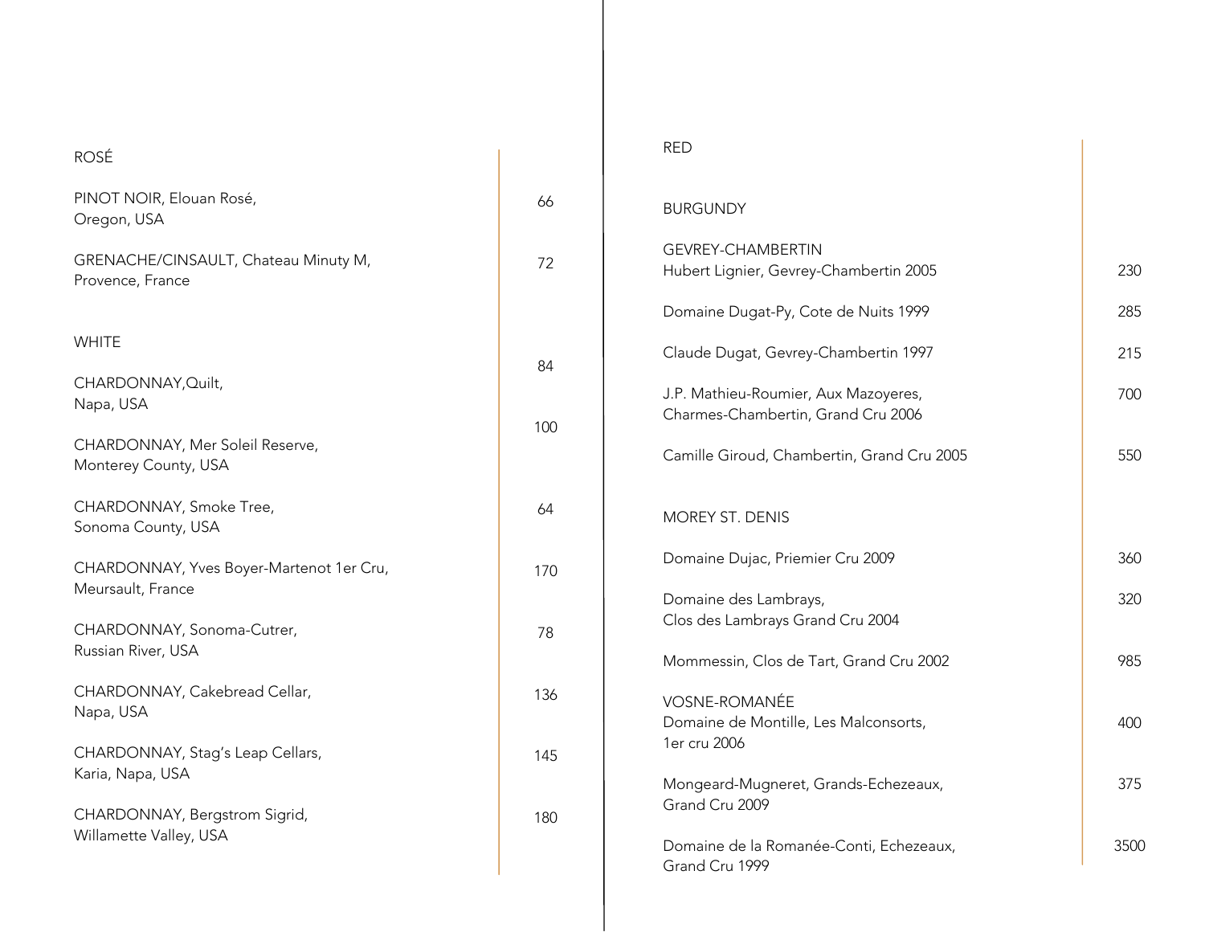## ROSÉ

PINOT NOIR, Elouan Rosé,
Oregon, USA — 66

GRENACHE/CINSAULT, Chateau Minuty M,
Provence, France — 72

## WHITE

CHARDONNAY,Quilt,
Napa, USA — 84

CHARDONNAY, Mer Soleil Reserve,
Monterey County, USA — 100

CHARDONNAY, Smoke Tree,
Sonoma County, USA — 64

CHARDONNAY, Yves Boyer-Martenot 1er Cru,
Meursault, France — 170

CHARDONNAY, Sonoma-Cutrer,
Russian River, USA — 78

CHARDONNAY, Cakebread Cellar,
Napa, USA — 136

CHARDONNAY, Stag's Leap Cellars,
Karia, Napa, USA — 145

CHARDONNAY, Bergstrom Sigrid,
Willamette Valley, USA — 180

## RED

### BURGUNDY

GEVREY-CHAMBERTIN

Hubert Lignier, Gevrey-Chambertin 2005 — 230

Domaine Dugat-Py, Cote de Nuits 1999 — 285

Claude Dugat, Gevrey-Chambertin 1997 — 215

J.P. Mathieu-Roumier, Aux Mazoyeres,
Charmes-Chambertin, Grand Cru 2006 — 700

Camille Giroud, Chambertin, Grand Cru 2005 — 550

### MOREY ST. DENIS

Domaine Dujac, Priemier Cru 2009 — 360

Domaine des Lambrays,
Clos des Lambrays Grand Cru 2004 — 320

Mommessin, Clos de Tart, Grand Cru 2002 — 985

### VOSNE-ROMANÉE

Domaine de Montille, Les Malconsorts,
1er cru 2006 — 400

Mongeard-Mugneret, Grands-Echezeaux,
Grand Cru 2009 — 375

Domaine de la Romanée-Conti, Echezeaux,
Grand Cru 1999 — 3500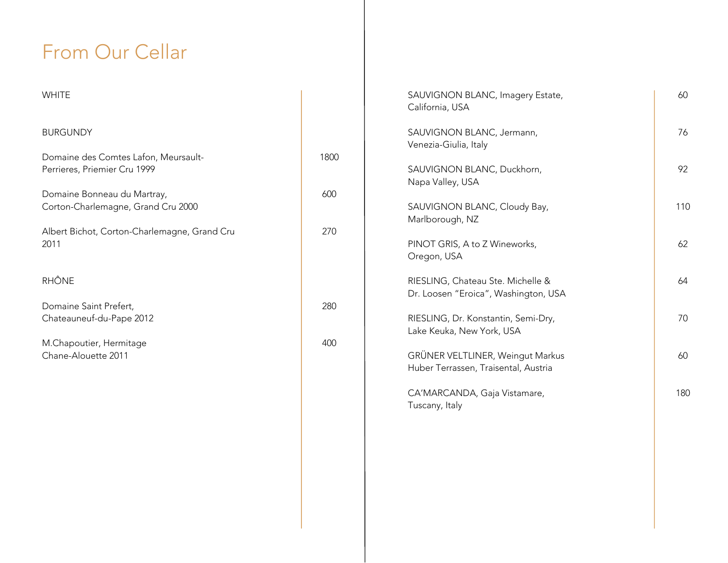# From Our Cellar

## WHITE

### BURGUNDY

| Wine | Price |
|---|---|
| Domaine des Comtes Lafon, Meursault-Perrieres, Priemier Cru 1999 | 1800 |
| Domaine Bonneau du Martray, Corton-Charlemagne, Grand Cru 2000 | 600 |
| Albert Bichot, Corton-Charlemagne, Grand Cru 2011 | 270 |

### RHÔNE

| Wine | Price |
|---|---|
| Domaine Saint Prefert, Chateauneuf-du-Pape 2012 | 280 |
| M.Chapoutier, Hermitage Chane-Alouette 2011 | 400 |

| Wine | Price |
|---|---|
| SAUVIGNON BLANC, Imagery Estate, California, USA | 60 |
| SAUVIGNON BLANC, Jermann, Venezia-Giulia, Italy | 76 |
| SAUVIGNON BLANC, Duckhorn, Napa Valley, USA | 92 |
| SAUVIGNON BLANC, Cloudy Bay, Marlborough, NZ | 110 |
| PINOT GRIS, A to Z Wineworks, Oregon, USA | 62 |
| RIESLING, Chateau Ste. Michelle & Dr. Loosen "Eroica", Washington, USA | 64 |
| RIESLING, Dr. Konstantin, Semi-Dry, Lake Keuka, New York, USA | 70 |
| GRÜNER VELTLINER, Weingut Markus Huber Terrassen, Traisental, Austria | 60 |
| CA'MARCANDA, Gaja Vistamare, Tuscany, Italy | 180 |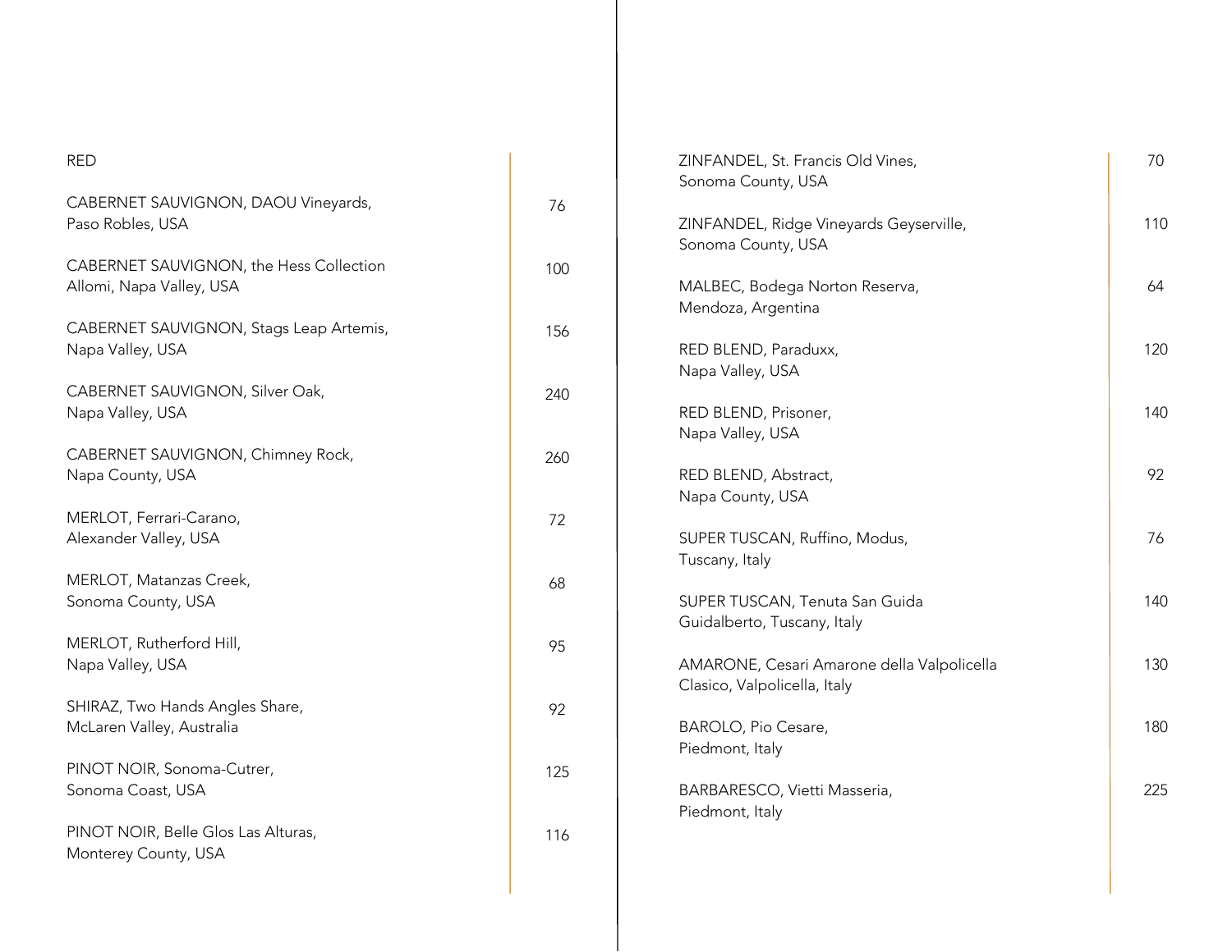## RED

| | |
|---|---|
| CABERNET SAUVIGNON, DAOU Vineyards, Paso Robles, USA | 76 |
| CABERNET SAUVIGNON, the Hess Collection Allomi, Napa Valley, USA | 100 |
| CABERNET SAUVIGNON, Stags Leap Artemis, Napa Valley, USA | 156 |
| CABERNET SAUVIGNON, Silver Oak, Napa Valley, USA | 240 |
| CABERNET SAUVIGNON, Chimney Rock, Napa County, USA | 260 |
| MERLOT, Ferrari-Carano, Alexander Valley, USA | 72 |
| MERLOT, Matanzas Creek, Sonoma County, USA | 68 |
| MERLOT, Rutherford Hill, Napa Valley, USA | 95 |
| SHIRAZ, Two Hands Angles Share, McLaren Valley, Australia | 92 |
| PINOT NOIR, Sonoma-Cutrer, Sonoma Coast, USA | 125 |
| PINOT NOIR, Belle Glos Las Alturas, Monterey County, USA | 116 |
| ZINFANDEL, St. Francis Old Vines, Sonoma County, USA | 70 |
| ZINFANDEL, Ridge Vineyards Geyserville, Sonoma County, USA | 110 |
| MALBEC, Bodega Norton Reserva, Mendoza, Argentina | 64 |
| RED BLEND, Paraduxx, Napa Valley, USA | 120 |
| RED BLEND, Prisoner, Napa Valley, USA | 140 |
| RED BLEND, Abstract, Napa County, USA | 92 |
| SUPER TUSCAN, Ruffino, Modus, Tuscany, Italy | 76 |
| SUPER TUSCAN, Tenuta San Guida Guidalberto, Tuscany, Italy | 140 |
| AMARONE, Cesari Amarone della Valpolicella Clasico, Valpolicella, Italy | 130 |
| BAROLO, Pio Cesare, Piedmont, Italy | 180 |
| BARBARESCO, Vietti Masseria, Piedmont, Italy | 225 |